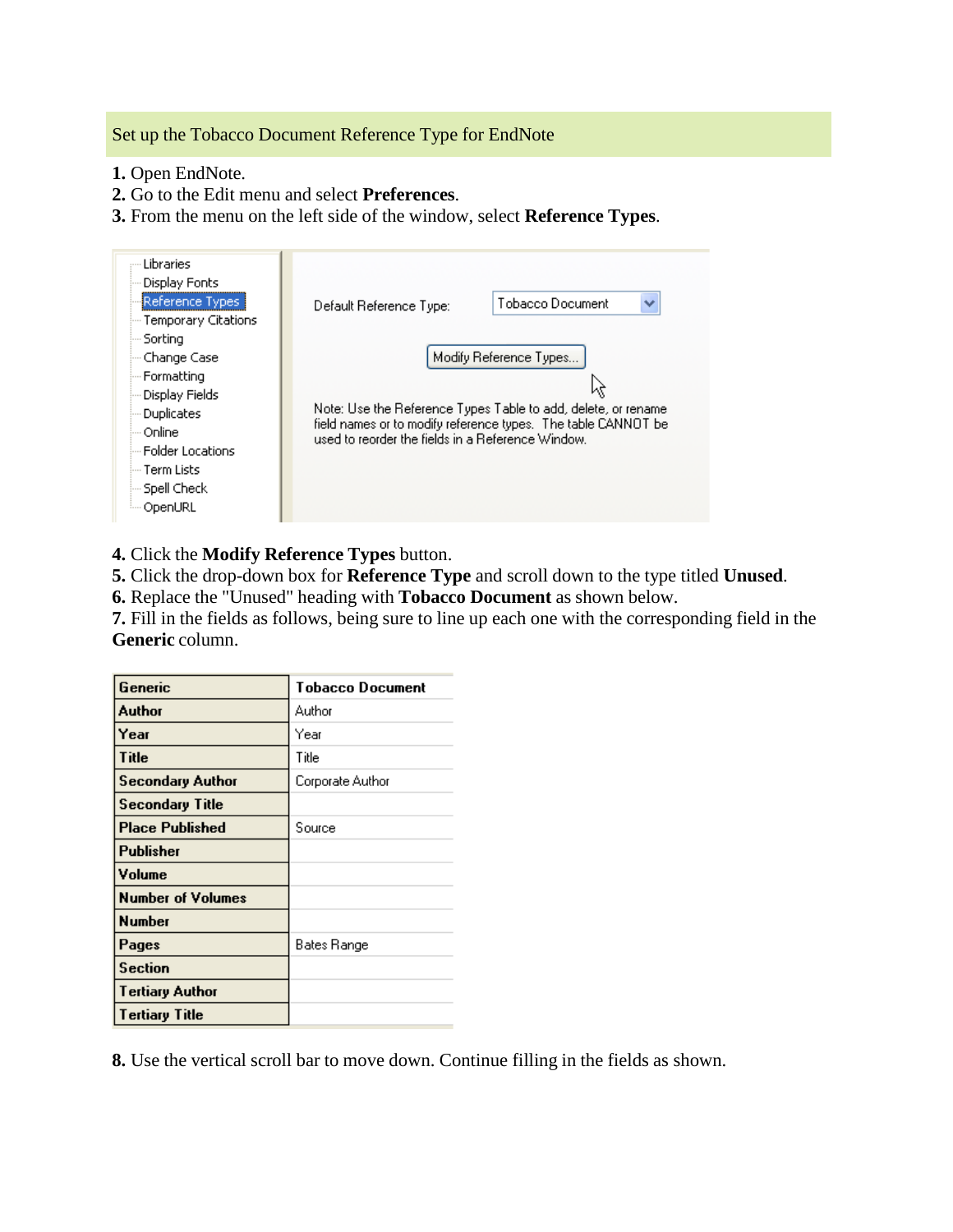## Set up the Tobacco Document Reference Type for EndNote

**1.** Open EndNote.
**2.** Go to the Edit menu and select **Preferences**.
**3.** From the menu on the left side of the window, select **Reference Types**.

- Libraries
- Display Fonts
- Reference Types
- Temporary Citations
- Sorting
- Change Case
- Formatting
- Display Fields
- Duplicates
- Online
- Folder Locations
- Term Lists
- Spell Check
- OpenURL

Default Reference Type: Tobacco Document

Modify Reference Types...

Note: Use the Reference Types Table to add, delete, or rename field names or to modify reference types. The table CANNOT be used to reorder the fields in a Reference Window.

**4.** Click the **Modify Reference Types** button.
**5.** Click the drop-down box for **Reference Type** and scroll down to the type titled **Unused**.
**6.** Replace the "Unused" heading with **Tobacco Document** as shown below.
**7.** Fill in the fields as follows, being sure to line up each one with the corresponding field in the **Generic** column.

| Generic | Tobacco Document |
|---|---|
| Author | Author |
| Year | Year |
| Title | Title |
| Secondary Author | Corporate Author |
| Secondary Title | |
| Place Published | Source |
| Publisher | |
| Volume | |
| Number of Volumes | |
| Number | |
| Pages | Bates Range |
| Section | |
| Tertiary Author | |
| Tertiary Title | |

**8.** Use the vertical scroll bar to move down. Continue filling in the fields as shown.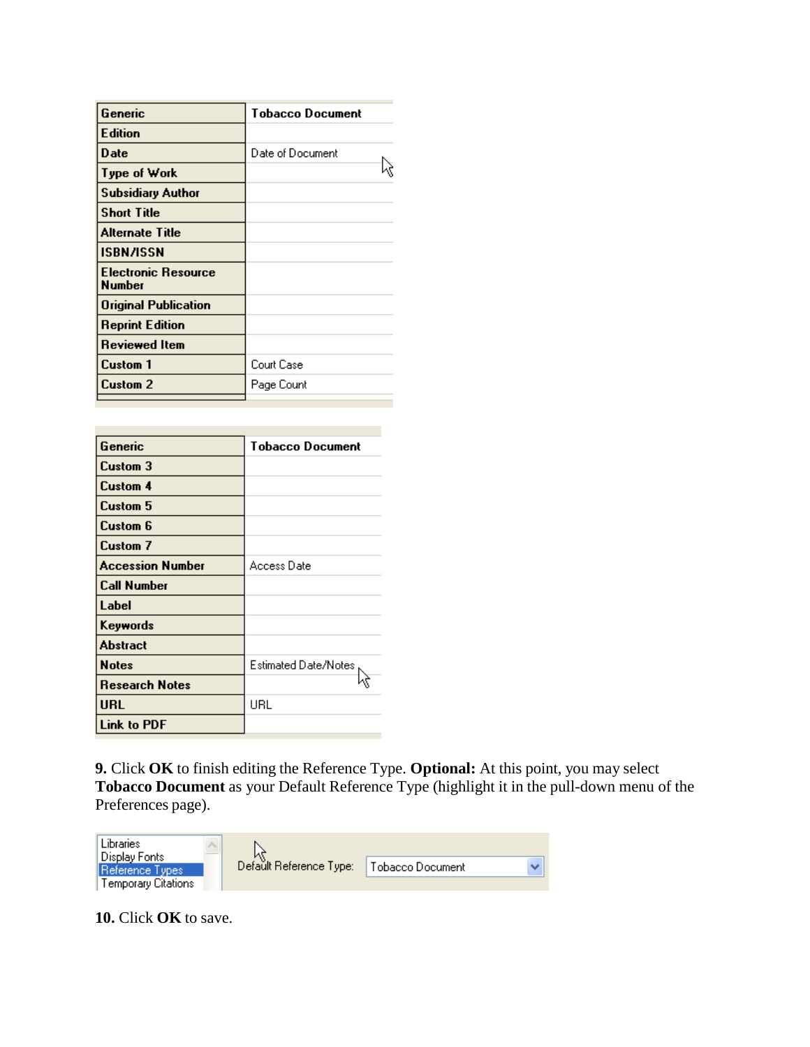| Generic | Tobacco Document |
| --- | --- |
| Edition | |
| Date | Date of Document |
| Type of Work | |
| Subsidiary Author | |
| Short Title | |
| Alternate Title | |
| ISBN/ISSN | |
| Electronic Resource Number | |
| Original Publication | |
| Reprint Edition | |
| Reviewed Item | |
| Custom 1 | Court Case |
| Custom 2 | Page Count |

| Generic | Tobacco Document |
| --- | --- |
| Custom 3 | |
| Custom 4 | |
| Custom 5 | |
| Custom 6 | |
| Custom 7 | |
| Accession Number | Access Date |
| Call Number | |
| Label | |
| Keywords | |
| Abstract | |
| Notes | Estimated Date/Notes |
| Research Notes | |
| URL | URL |
| Link to PDF | |

**9.** Click **OK** to finish editing the Reference Type. **Optional:** At this point, you may select **Tobacco Document** as your Default Reference Type (highlight it in the pull-down menu of the Preferences page).

Libraries
Display Fonts
Reference Types
Temporary Citations

Default Reference Type: Tobacco Document

**10.** Click **OK** to save.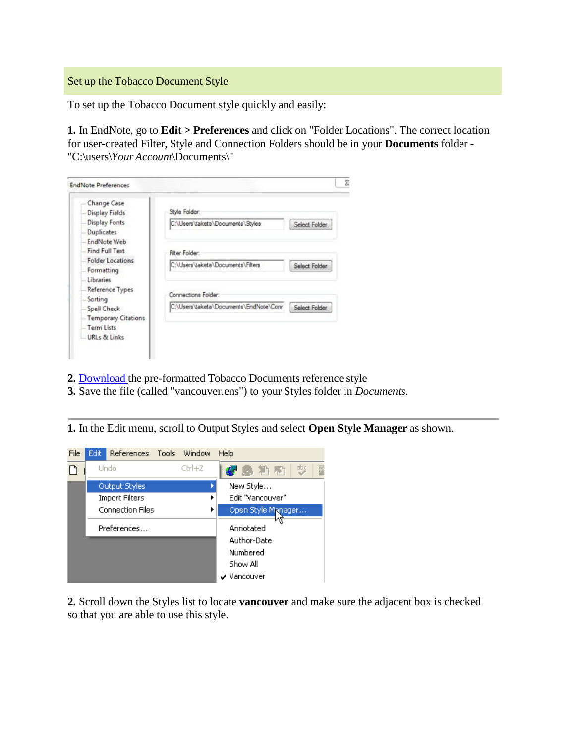## Set up the Tobacco Document Style

To set up the Tobacco Document style quickly and easily:

**1.** In EndNote, go to **Edit > Preferences** and click on "Folder Locations". The correct location for user-created Filter, Style and Connection Folders should be in your **Documents** folder - "C:\users\*Your Account*\Documents\"

**2.** Download the pre-formatted Tobacco Documents reference style
**3.** Save the file (called "vancouver.ens") to your Styles folder in *Documents*.

---

**1.** In the Edit menu, scroll to Output Styles and select **Open Style Manager** as shown.

**2.** Scroll down the Styles list to locate **vancouver** and make sure the adjacent box is checked so that you are able to use this style.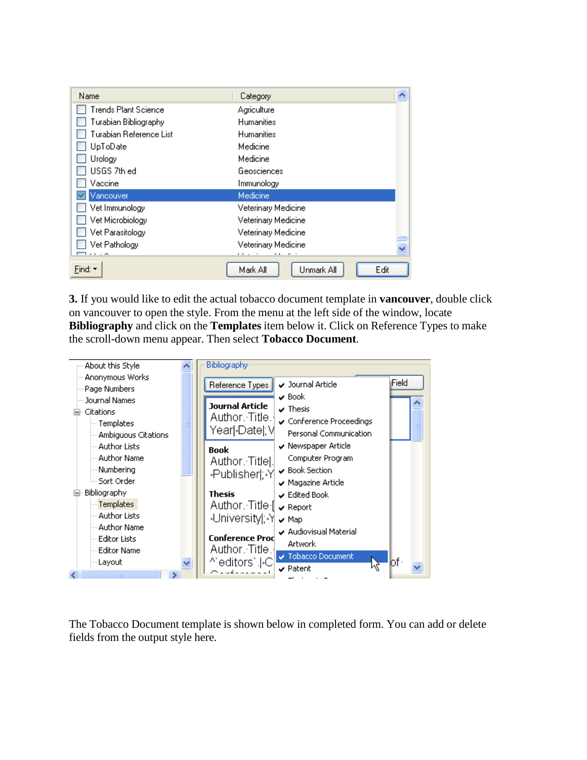**3.** If you would like to edit the actual tobacco document template in **vancouver**, double click on vancouver to open the style. From the menu at the left side of the window, locate **Bibliography** and click on the **Templates** item below it. Click on Reference Types to make the scroll-down menu appear. Then select **Tobacco Document**.

The Tobacco Document template is shown below in completed form. You can add or delete fields from the output style here.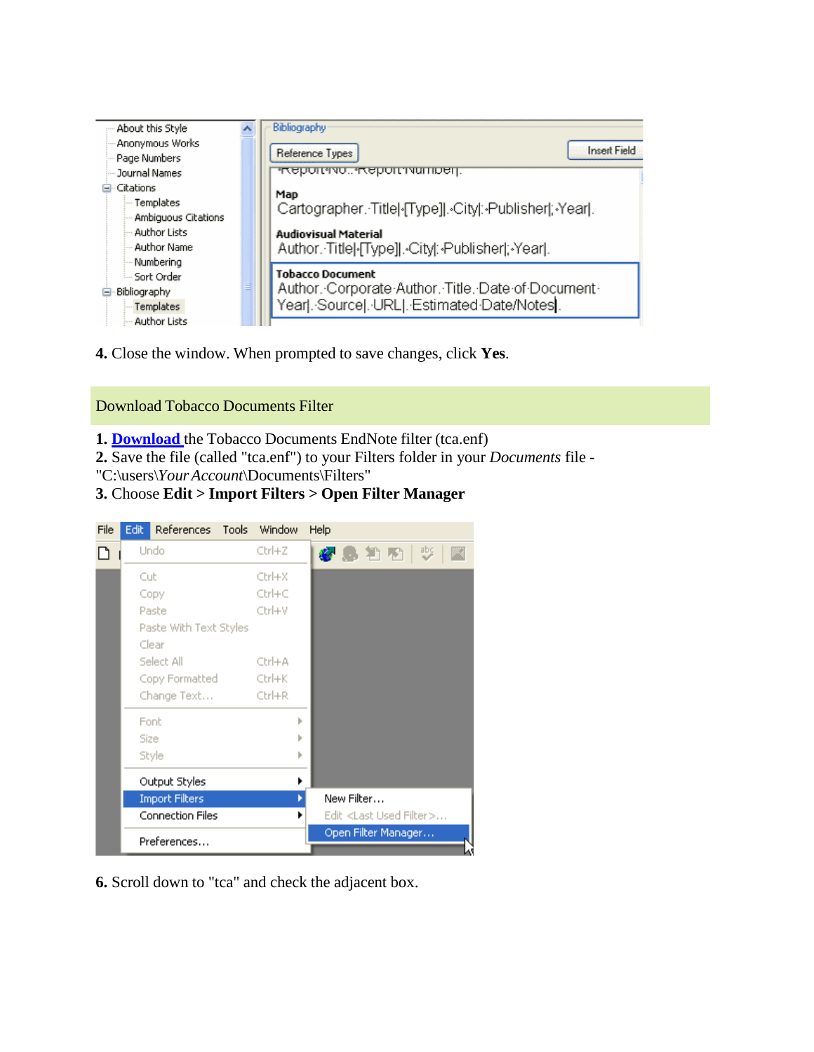**4.** Close the window. When prompted to save changes, click **Yes**.

## Download Tobacco Documents Filter

**1.** **Download** the Tobacco Documents EndNote filter (tca.enf)
**2.** Save the file (called "tca.enf") to your Filters folder in your *Documents* file - "C:\users\*Your Account*\Documents\Filters"
**3.** Choose **Edit > Import Filters > Open Filter Manager**

**6.** Scroll down to "tca" and check the adjacent box.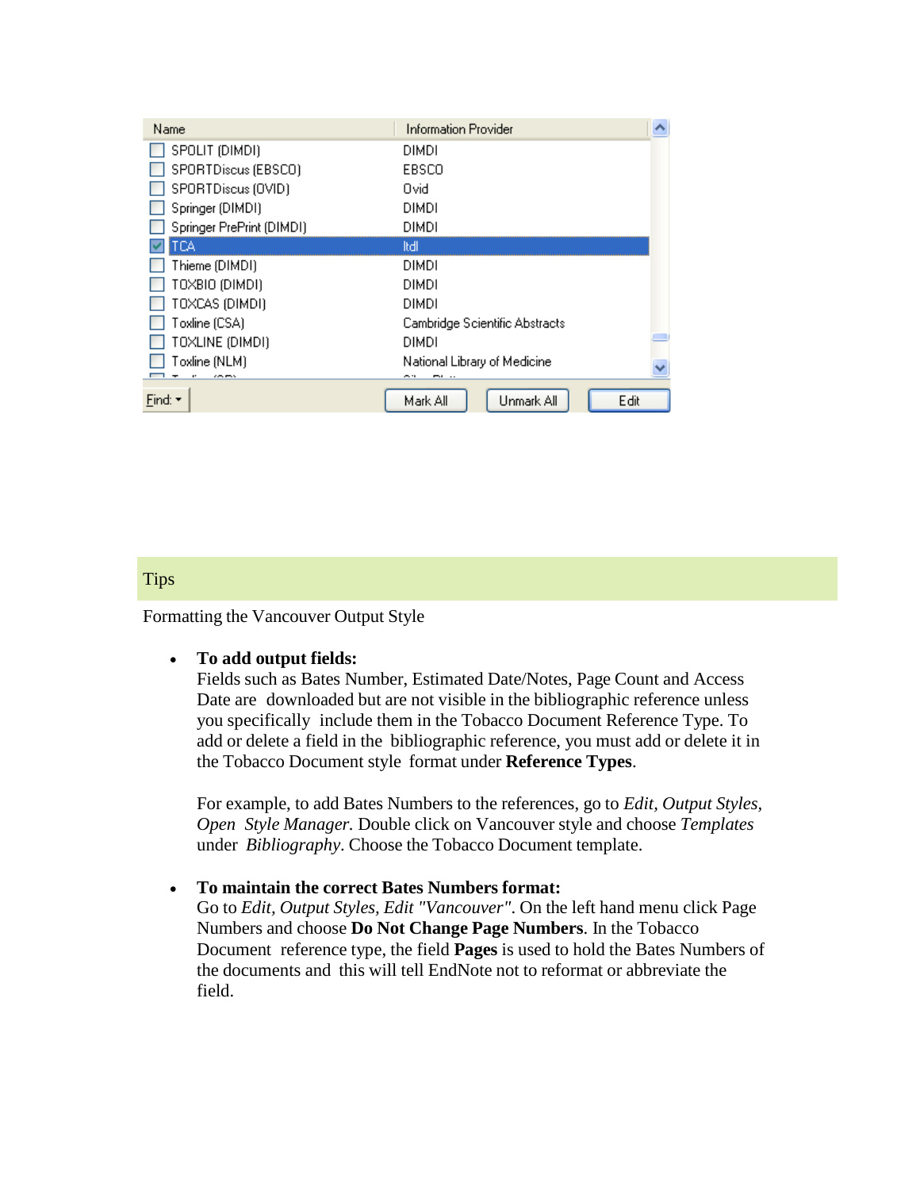| Name | Information Provider |
|---|---|
| SPOLIT (DIMDI) | DIMDI |
| SPORTDiscus (EBSCO) | EBSCO |
| SPORTDiscus (OVID) | Ovid |
| Springer (DIMDI) | DIMDI |
| Springer PrePrint (DIMDI) | DIMDI |
| TCA | ltdl |
| Thieme (DIMDI) | DIMDI |
| TOXBIO (DIMDI) | DIMDI |
| TOXCAS (DIMDI) | DIMDI |
| Toxline (CSA) | Cambridge Scientific Abstracts |
| TOXLINE (DIMDI) | DIMDI |
| Toxline (NLM) | National Library of Medicine |

Find: Mark All Unmark All Edit

## Tips

Formatting the Vancouver Output Style

- **To add output fields:**
  Fields such as Bates Number, Estimated Date/Notes, Page Count and Access Date are downloaded but are not visible in the bibliographic reference unless you specifically include them in the Tobacco Document Reference Type. To add or delete a field in the bibliographic reference, you must add or delete it in the Tobacco Document style format under **Reference Types**.

  For example, to add Bates Numbers to the references, go to *Edit*, *Output Styles*, *Open Style Manager*. Double click on Vancouver style and choose *Templates* under *Bibliography*. Choose the Tobacco Document template.

- **To maintain the correct Bates Numbers format:**
  Go to *Edit, Output Styles, Edit "Vancouver"*. On the left hand menu click Page Numbers and choose **Do Not Change Page Numbers**. In the Tobacco Document reference type, the field **Pages** is used to hold the Bates Numbers of the documents and this will tell EndNote not to reformat or abbreviate the field.